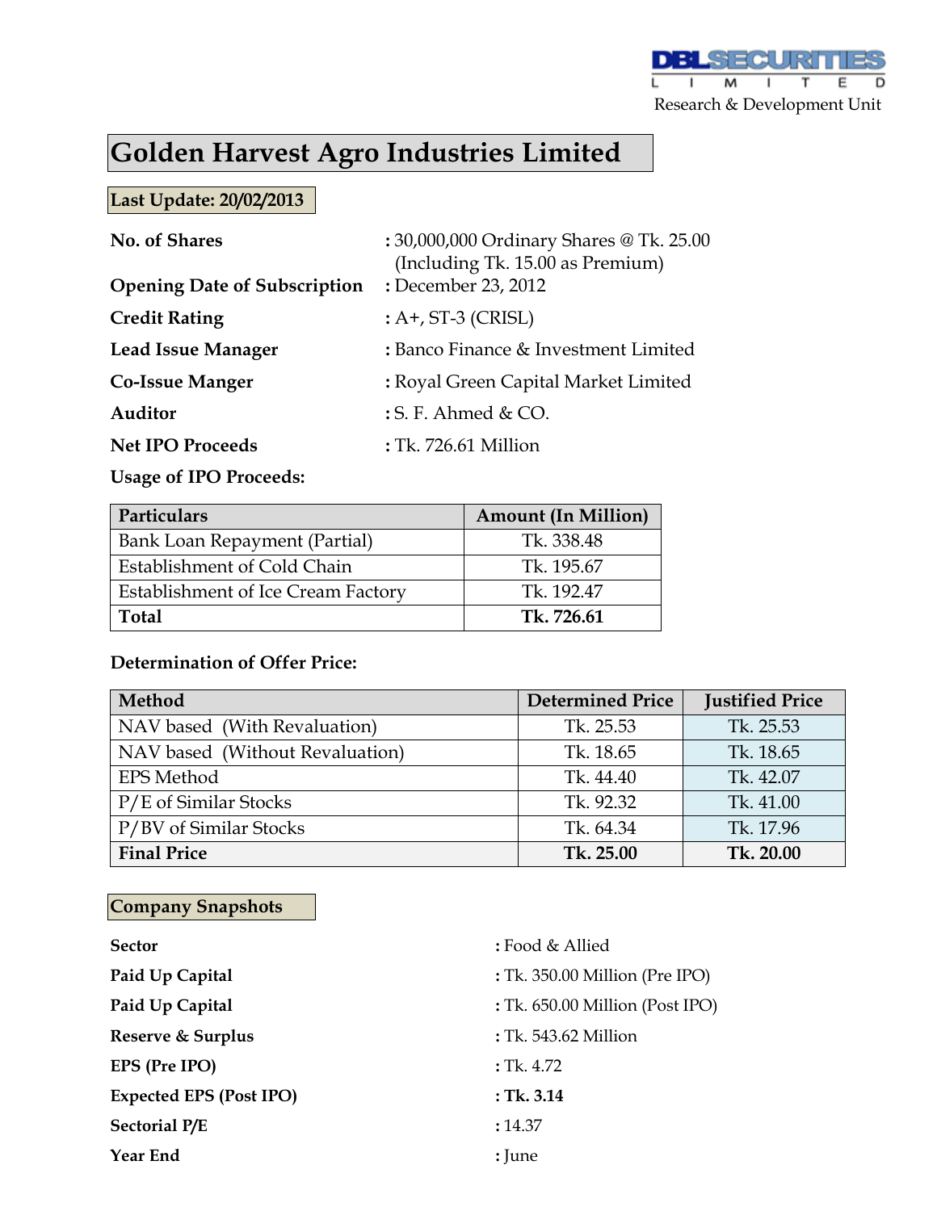DBL SECURITIES LIMITED
Research & Development Unit

# Golden Harvest Agro Industries Limited

**Last Update: 20/02/2013**

**No. of Shares** : 30,000,000 Ordinary Shares @ Tk. 25.00 (Including Tk. 15.00 as Premium)

**Opening Date of Subscription** : December 23, 2012

**Credit Rating** : A+, ST-3 (CRISL)

**Lead Issue Manager** : Banco Finance & Investment Limited

**Co-Issue Manger** : Royal Green Capital Market Limited

**Auditor** : S. F. Ahmed & CO.

**Net IPO Proceeds** : Tk. 726.61 Million

**Usage of IPO Proceeds:**

| Particulars | Amount (In Million) |
|---|---|
| Bank Loan Repayment (Partial) | Tk. 338.48 |
| Establishment of Cold Chain | Tk. 195.67 |
| Establishment of Ice Cream Factory | Tk. 192.47 |
| **Total** | **Tk. 726.61** |

**Determination of Offer Price:**

| Method | Determined Price | Justified Price |
|---|---|---|
| NAV based (With Revaluation) | Tk. 25.53 | Tk. 25.53 |
| NAV based (Without Revaluation) | Tk. 18.65 | Tk. 18.65 |
| EPS Method | Tk. 44.40 | Tk. 42.07 |
| P/E of Similar Stocks | Tk. 92.32 | Tk. 41.00 |
| P/BV of Similar Stocks | Tk. 64.34 | Tk. 17.96 |
| **Final Price** | **Tk. 25.00** | **Tk. 20.00** |

## Company Snapshots

**Sector** : Food & Allied

**Paid Up Capital** : Tk. 350.00 Million (Pre IPO)

**Paid Up Capital** : Tk. 650.00 Million (Post IPO)

**Reserve & Surplus** : Tk. 543.62 Million

**EPS (Pre IPO)** : Tk. 4.72

**Expected EPS (Post IPO)** : **Tk. 3.14**

**Sectorial P/E** : 14.37

**Year End** : June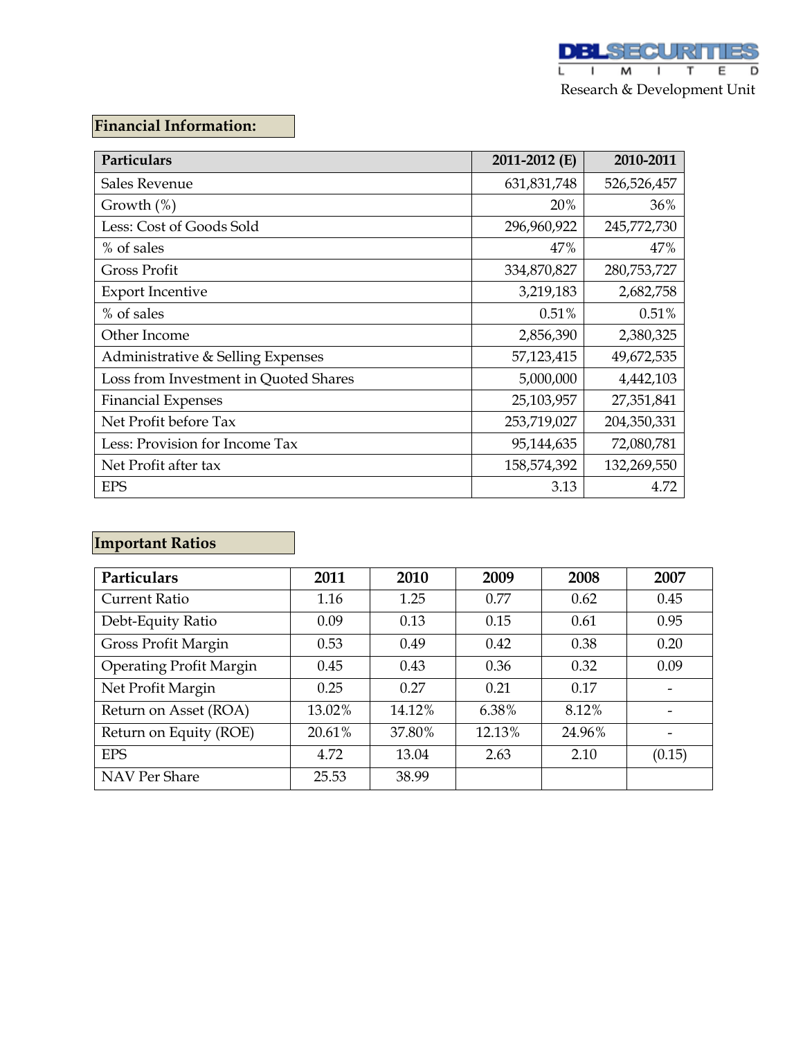## Financial Information:

| Particulars | 2011-2012 (E) | 2010-2011 |
|---|---|---|
| Sales Revenue | 631,831,748 | 526,526,457 |
| Growth (%) | 20% | 36% |
| Less: Cost of Goods Sold | 296,960,922 | 245,772,730 |
| % of sales | 47% | 47% |
| Gross Profit | 334,870,827 | 280,753,727 |
| Export Incentive | 3,219,183 | 2,682,758 |
| % of sales | 0.51% | 0.51% |
| Other Income | 2,856,390 | 2,380,325 |
| Administrative & Selling Expenses | 57,123,415 | 49,672,535 |
| Loss from Investment in Quoted Shares | 5,000,000 | 4,442,103 |
| Financial Expenses | 25,103,957 | 27,351,841 |
| Net Profit before Tax | 253,719,027 | 204,350,331 |
| Less: Provision for Income Tax | 95,144,635 | 72,080,781 |
| Net Profit after tax | 158,574,392 | 132,269,550 |
| EPS | 3.13 | 4.72 |

## Important Ratios

| Particulars | 2011 | 2010 | 2009 | 2008 | 2007 |
|---|---|---|---|---|---|
| Current Ratio | 1.16 | 1.25 | 0.77 | 0.62 | 0.45 |
| Debt-Equity Ratio | 0.09 | 0.13 | 0.15 | 0.61 | 0.95 |
| Gross Profit Margin | 0.53 | 0.49 | 0.42 | 0.38 | 0.20 |
| Operating Profit Margin | 0.45 | 0.43 | 0.36 | 0.32 | 0.09 |
| Net Profit Margin | 0.25 | 0.27 | 0.21 | 0.17 | - |
| Return on Asset (ROA) | 13.02% | 14.12% | 6.38% | 8.12% | - |
| Return on Equity (ROE) | 20.61% | 37.80% | 12.13% | 24.96% | - |
| EPS | 4.72 | 13.04 | 2.63 | 2.10 | (0.15) |
| NAV Per Share | 25.53 | 38.99 | | | |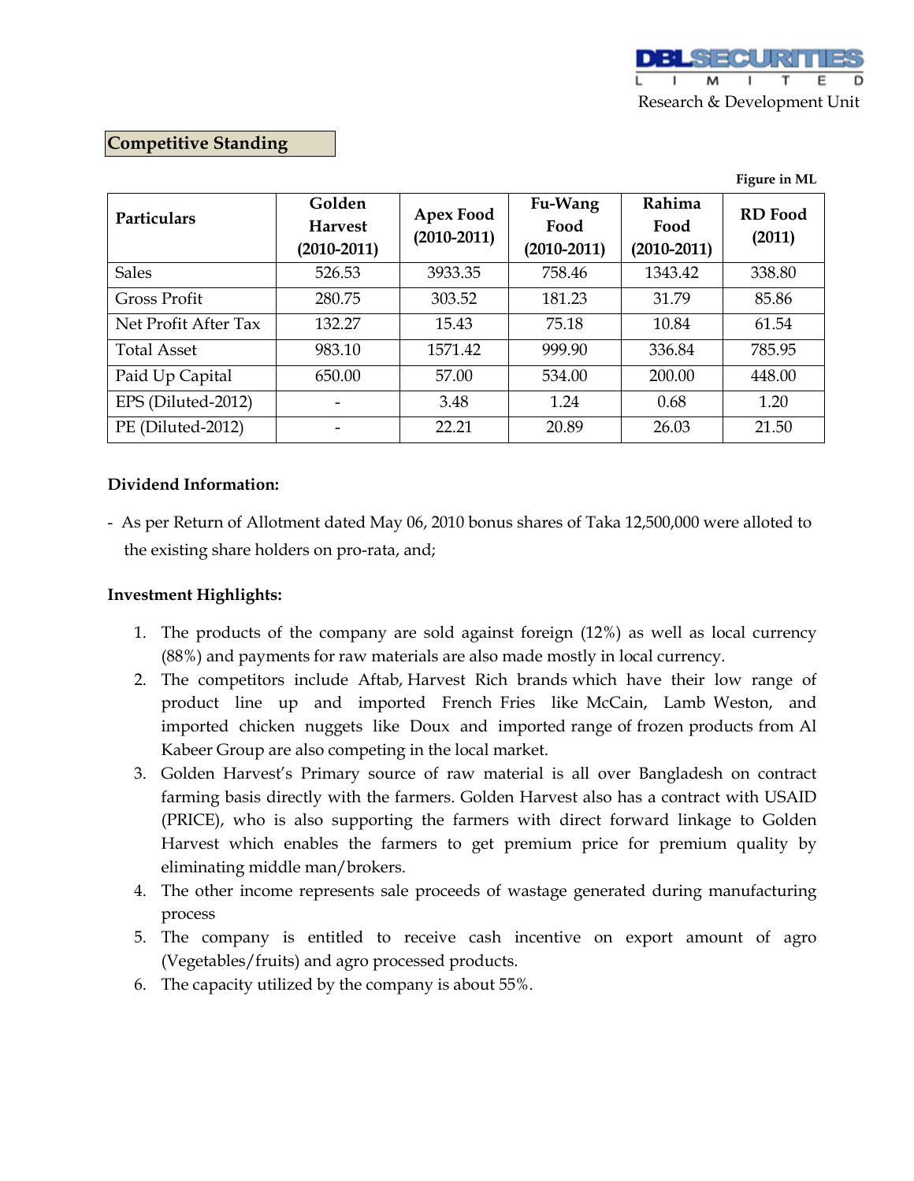## Competitive Standing

Figure in ML

| Particulars | Golden Harvest (2010-2011) | Apex Food (2010-2011) | Fu-Wang Food (2010-2011) | Rahima Food (2010-2011) | RD Food (2011) |
|---|---|---|---|---|---|
| Sales | 526.53 | 3933.35 | 758.46 | 1343.42 | 338.80 |
| Gross Profit | 280.75 | 303.52 | 181.23 | 31.79 | 85.86 |
| Net Profit After Tax | 132.27 | 15.43 | 75.18 | 10.84 | 61.54 |
| Total Asset | 983.10 | 1571.42 | 999.90 | 336.84 | 785.95 |
| Paid Up Capital | 650.00 | 57.00 | 534.00 | 200.00 | 448.00 |
| EPS (Diluted-2012) | - | 3.48 | 1.24 | 0.68 | 1.20 |
| PE (Diluted-2012) | - | 22.21 | 20.89 | 26.03 | 21.50 |

**Dividend Information:**

- As per Return of Allotment dated May 06, 2010 bonus shares of Taka 12,500,000 were alloted to the existing share holders on pro-rata, and;

**Investment Highlights:**

1. The products of the company are sold against foreign (12%) as well as local currency (88%) and payments for raw materials are also made mostly in local currency.
2. The competitors include Aftab, Harvest Rich brands which have their low range of product line up and imported French Fries like McCain, Lamb Weston, and imported chicken nuggets like Doux and imported range of frozen products from Al Kabeer Group are also competing in the local market.
3. Golden Harvest's Primary source of raw material is all over Bangladesh on contract farming basis directly with the farmers. Golden Harvest also has a contract with USAID (PRICE), who is also supporting the farmers with direct forward linkage to Golden Harvest which enables the farmers to get premium price for premium quality by eliminating middle man/brokers.
4. The other income represents sale proceeds of wastage generated during manufacturing process
5. The company is entitled to receive cash incentive on export amount of agro (Vegetables/fruits) and agro processed products.
6. The capacity utilized by the company is about 55%.